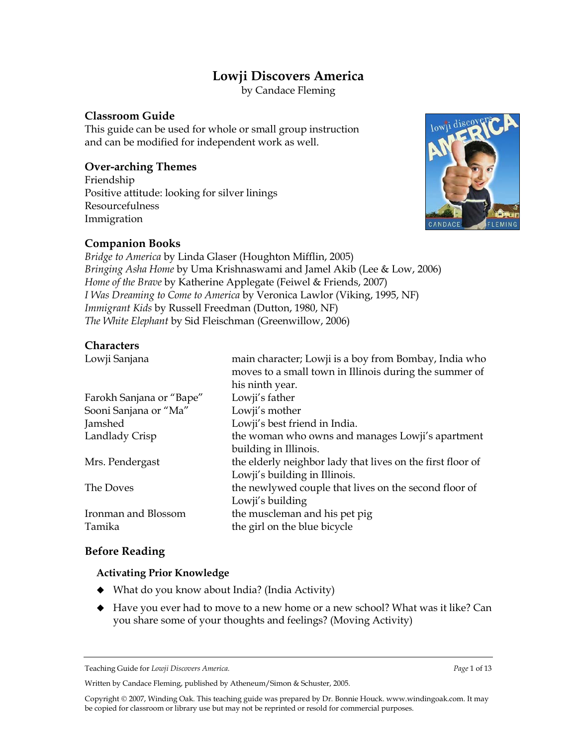# Lowji Discovers America

by Candace Fleming

## Classroom Guide

This guide can be used for whole or small group instruction and can be modified for independent work as well.

## Over-arching Themes

Friendship
Positive attitude: looking for silver linings
Resourcefulness
Immigration

## Companion Books

*Bridge to America* by Linda Glaser (Houghton Mifflin, 2005)
*Bringing Asha Home* by Uma Krishnaswami and Jamel Akib (Lee & Low, 2006)
*Home of the Brave* by Katherine Applegate (Feiwel & Friends, 2007)
*I Was Dreaming to Come to America* by Veronica Lawlor (Viking, 1995, NF)
*Immigrant Kids* by Russell Freedman (Dutton, 1980, NF)
*The White Elephant* by Sid Fleischman (Greenwillow, 2006)

## Characters

| Character | Description |
| --- | --- |
| Lowji Sanjana | main character; Lowji is a boy from Bombay, India who moves to a small town in Illinois during the summer of his ninth year. |
| Farokh Sanjana or "Bape" | Lowji's father |
| Sooni Sanjana or "Ma" | Lowji's mother |
| Jamshed | Lowji's best friend in India. |
| Landlady Crisp | the woman who owns and manages Lowji's apartment building in Illinois. |
| Mrs. Pendergast | the elderly neighbor lady that lives on the first floor of Lowji's building in Illinois. |
| The Doves | the newlywed couple that lives on the second floor of Lowji's building |
| Ironman and Blossom | the muscleman and his pet pig |
| Tamika | the girl on the blue bicycle |

## Before Reading

### Activating Prior Knowledge

- What do you know about India? (India Activity)
- Have you ever had to move to a new home or a new school? What was it like? Can you share some of your thoughts and feelings? (Moving Activity)

Teaching Guide for *Lowji Discovers America.*

Written by Candace Fleming, published by Atheneum/Simon & Schuster, 2005.

Copyright © 2007, Winding Oak. This teaching guide was prepared by Dr. Bonnie Houck. www.windingoak.com. It may be copied for classroom or library use but may not be reprinted or resold for commercial purposes.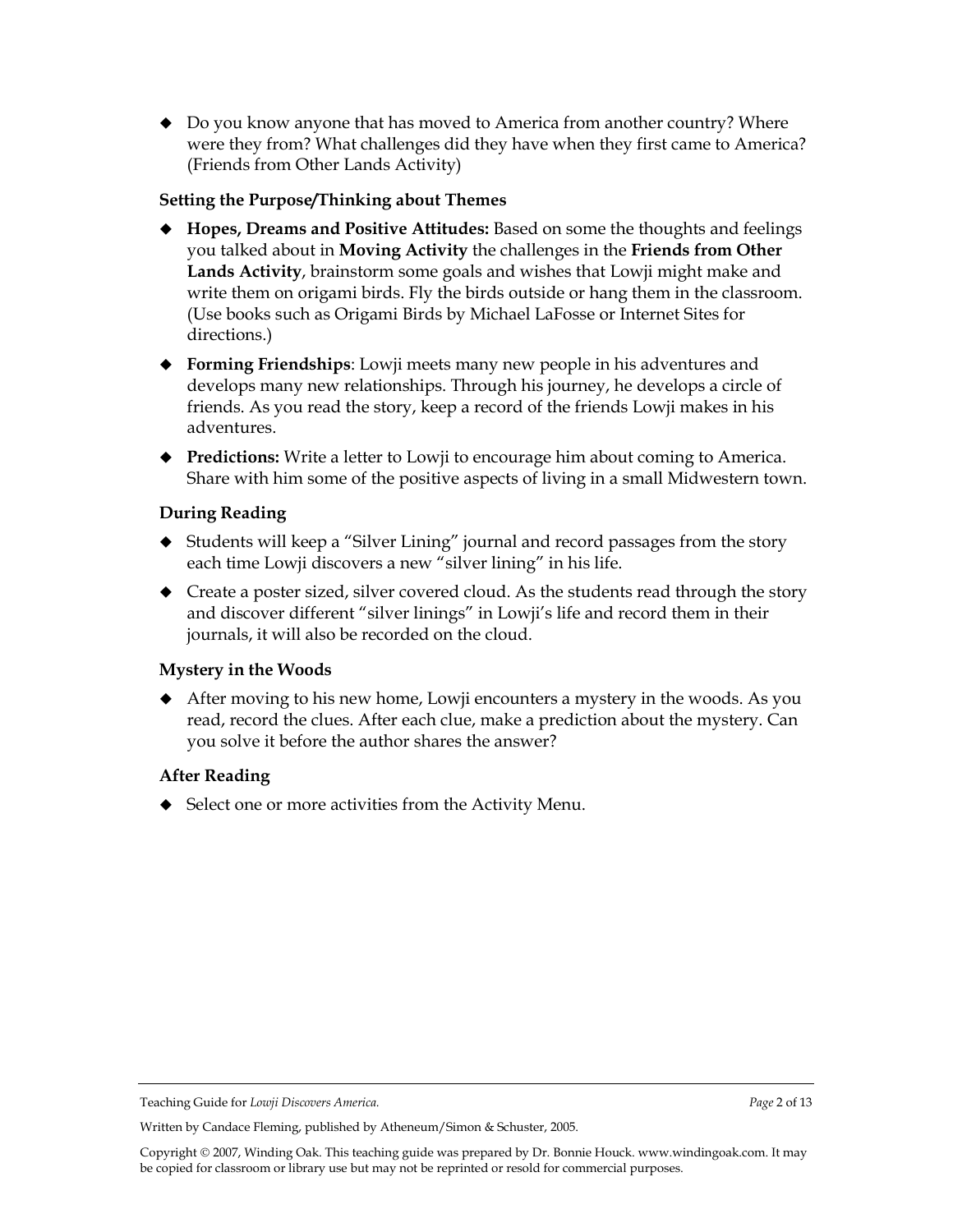- Do you know anyone that has moved to America from another country? Where were they from? What challenges did they have when they first came to America? (Friends from Other Lands Activity)

### Setting the Purpose/Thinking about Themes

- **Hopes, Dreams and Positive Attitudes:** Based on some the thoughts and feelings you talked about in **Moving Activity** the challenges in the **Friends from Other Lands Activity**, brainstorm some goals and wishes that Lowji might make and write them on origami birds. Fly the birds outside or hang them in the classroom. (Use books such as Origami Birds by Michael LaFosse or Internet Sites for directions.)
- **Forming Friendships**: Lowji meets many new people in his adventures and develops many new relationships. Through his journey, he develops a circle of friends. As you read the story, keep a record of the friends Lowji makes in his adventures.
- **Predictions:** Write a letter to Lowji to encourage him about coming to America. Share with him some of the positive aspects of living in a small Midwestern town.

### During Reading

- Students will keep a "Silver Lining" journal and record passages from the story each time Lowji discovers a new "silver lining" in his life.
- Create a poster sized, silver covered cloud. As the students read through the story and discover different "silver linings" in Lowji's life and record them in their journals, it will also be recorded on the cloud.

### Mystery in the Woods

- After moving to his new home, Lowji encounters a mystery in the woods. As you read, record the clues. After each clue, make a prediction about the mystery. Can you solve it before the author shares the answer?

### After Reading

- Select one or more activities from the Activity Menu.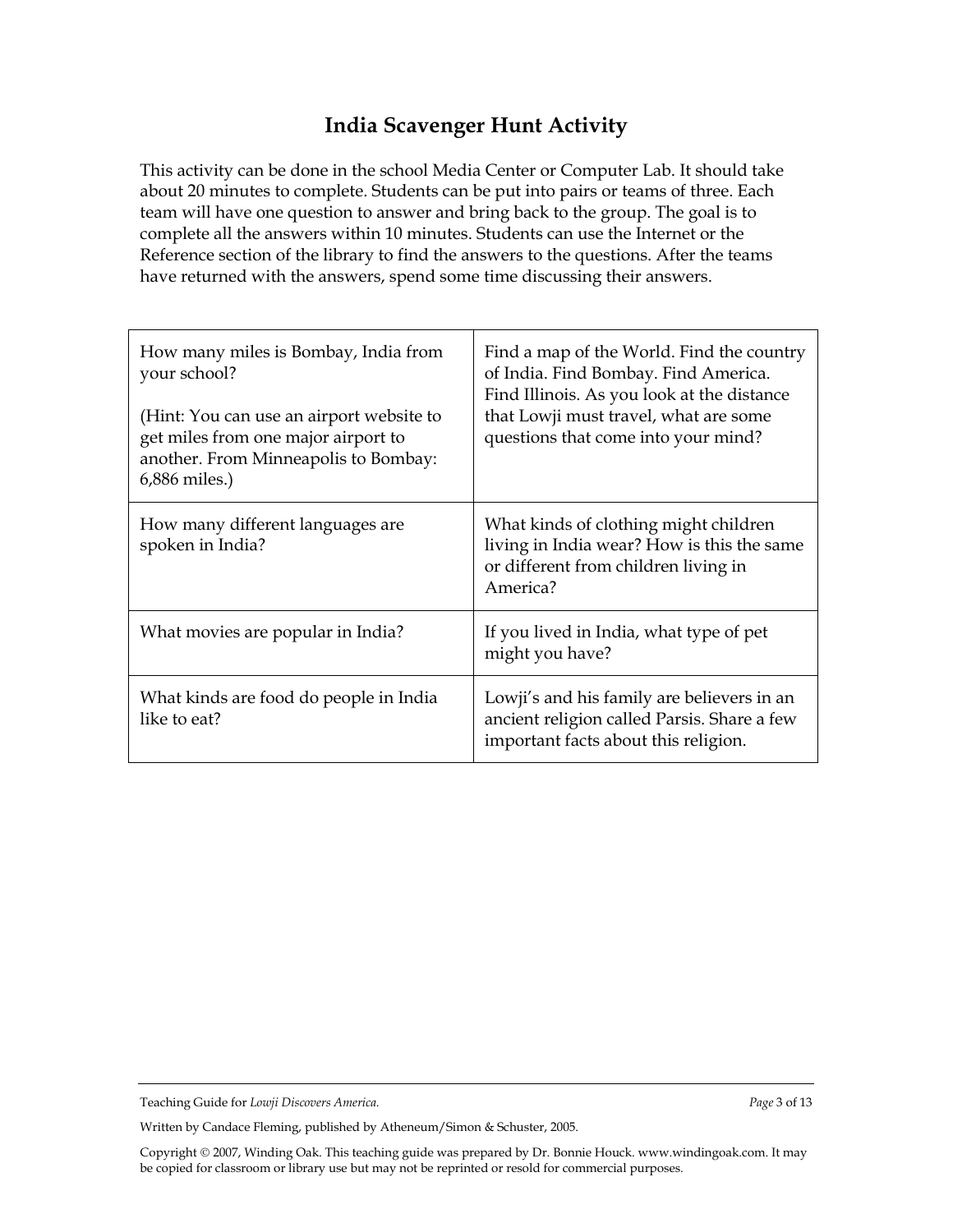# India Scavenger Hunt Activity

This activity can be done in the school Media Center or Computer Lab. It should take about 20 minutes to complete. Students can be put into pairs or teams of three. Each team will have one question to answer and bring back to the group. The goal is to complete all the answers within 10 minutes. Students can use the Internet or the Reference section of the library to find the answers to the questions. After the teams have returned with the answers, spend some time discussing their answers.

| | |
|---|---|
| How many miles is Bombay, India from your school?<br><br>(Hint: You can use an airport website to get miles from one major airport to another. From Minneapolis to Bombay: 6,886 miles.) | Find a map of the World. Find the country of India. Find Bombay. Find America. Find Illinois. As you look at the distance that Lowji must travel, what are some questions that come into your mind? |
| How many different languages are spoken in India? | What kinds of clothing might children living in India wear? How is this the same or different from children living in America? |
| What movies are popular in India? | If you lived in India, what type of pet might you have? |
| What kinds are food do people in India like to eat? | Lowji's and his family are believers in an ancient religion called Parsis. Share a few important facts about this religion. |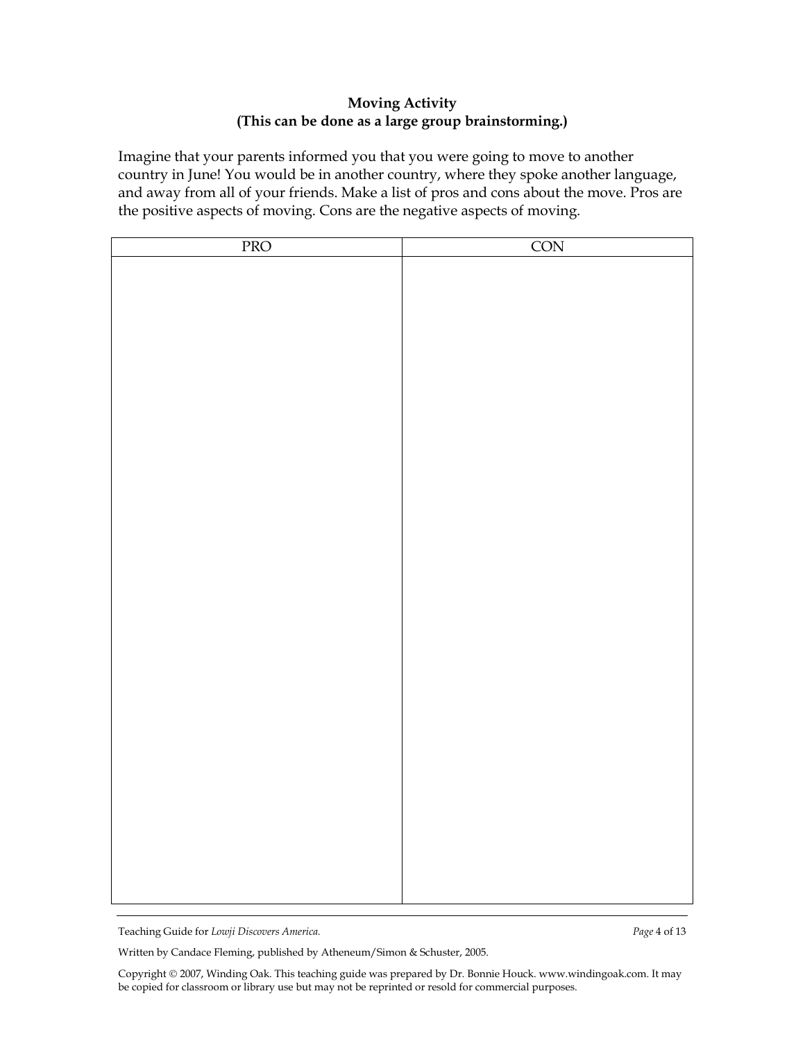**Moving Activity**
**(This can be done as a large group brainstorming.)**

Imagine that your parents informed you that you were going to move to another country in June! You would be in another country, where they spoke another language, and away from all of your friends. Make a list of pros and cons about the move. Pros are the positive aspects of moving. Cons are the negative aspects of moving.

| PRO | CON |
| --- | --- |
| | |

Teaching Guide for *Lowji Discovers America.*

Written by Candace Fleming, published by Atheneum/Simon & Schuster, 2005.

Copyright © 2007, Winding Oak. This teaching guide was prepared by Dr. Bonnie Houck. www.windingoak.com. It may be copied for classroom or library use but may not be reprinted or resold for commercial purposes.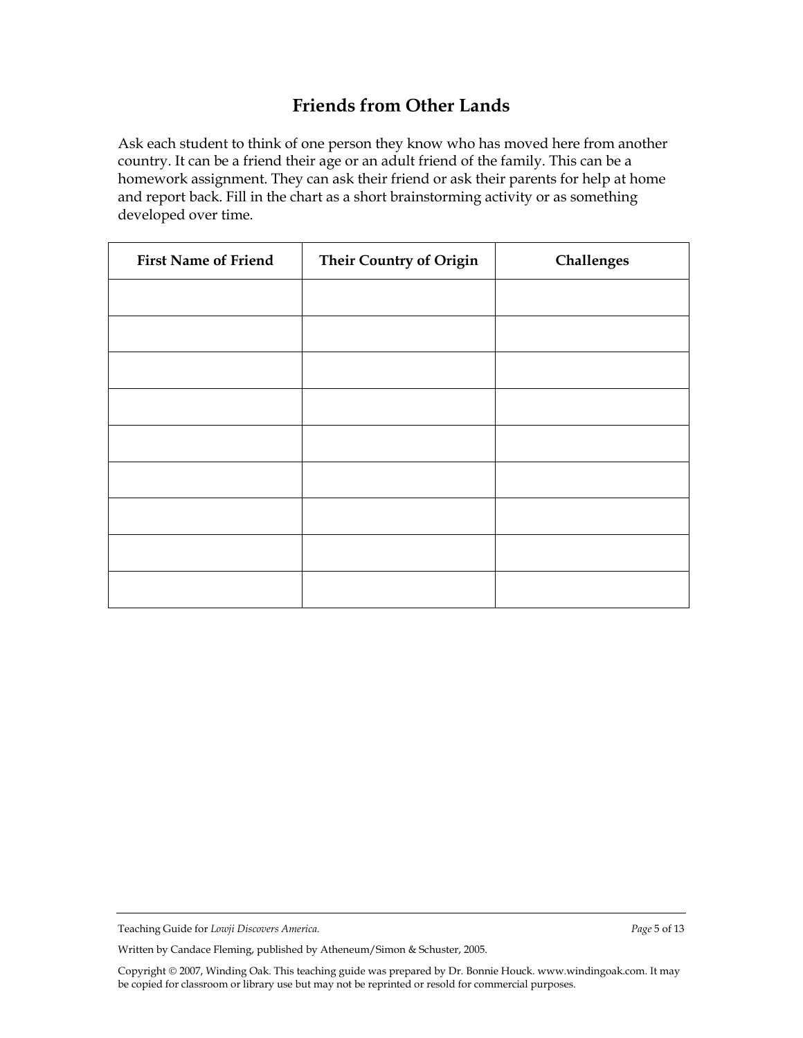# Friends from Other Lands

Ask each student to think of one person they know who has moved here from another country. It can be a friend their age or an adult friend of the family. This can be a homework assignment. They can ask their friend or ask their parents for help at home and report back. Fill in the chart as a short brainstorming activity or as something developed over time.

| First Name of Friend | Their Country of Origin | Challenges |
|---|---|---|
| | | |
| | | |
| | | |
| | | |
| | | |
| | | |
| | | |
| | | |
| | | |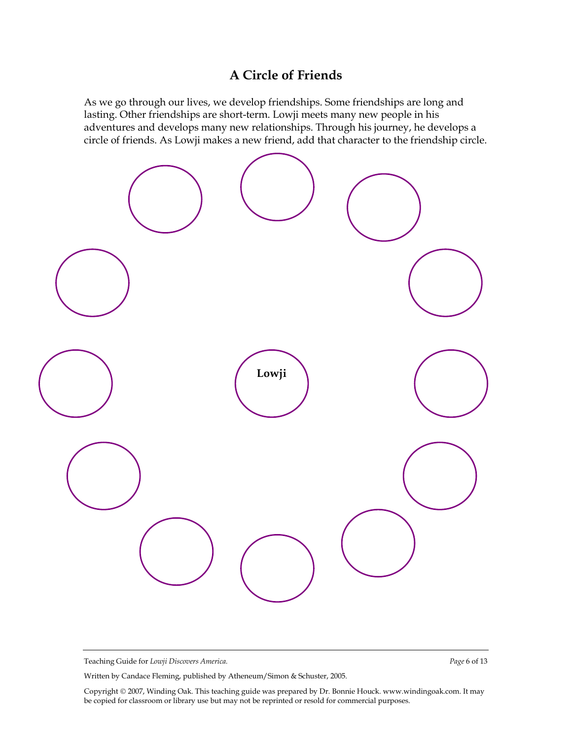## A Circle of Friends

As we go through our lives, we develop friendships. Some friendships are long and lasting. Other friendships are short-term. Lowji meets many new people in his adventures and develops many new relationships. Through his journey, he develops a circle of friends. As Lowji makes a new friend, add that character to the friendship circle.

**Lowji**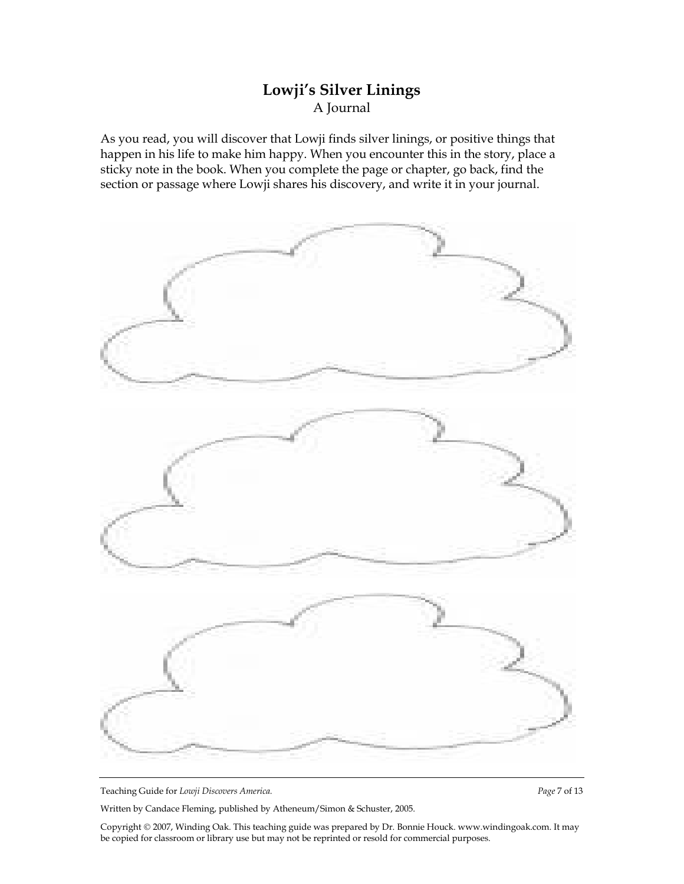## Lowji's Silver Linings

A Journal

As you read, you will discover that Lowji finds silver linings, or positive things that happen in his life to make him happy. When you encounter this in the story, place a sticky note in the book. When you complete the page or chapter, go back, find the section or passage where Lowji shares his discovery, and write it in your journal.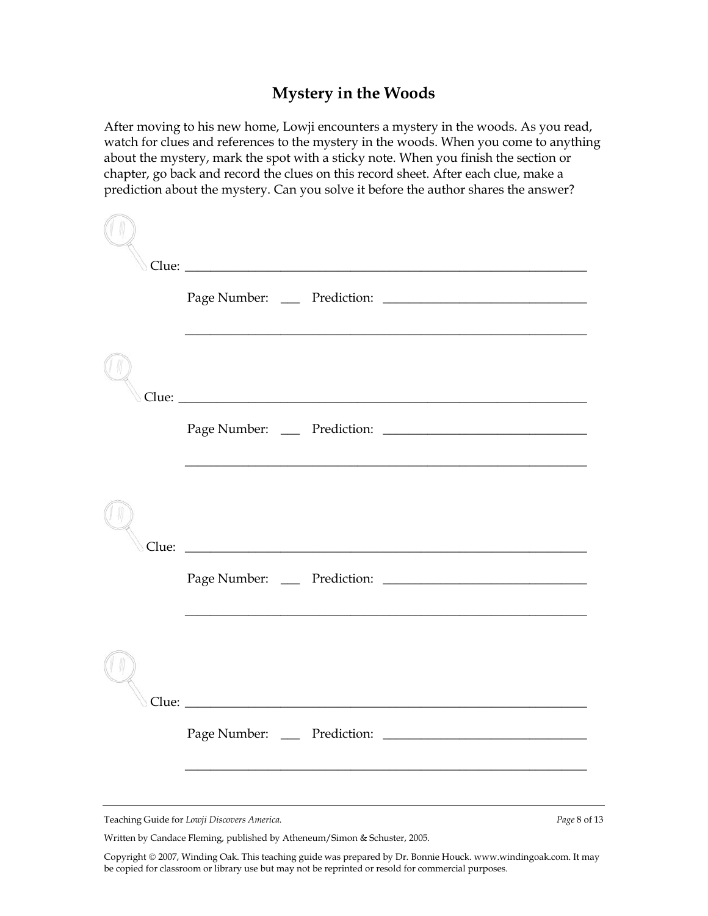## Mystery in the Woods

After moving to his new home, Lowji encounters a mystery in the woods. As you read, watch for clues and references to the mystery in the woods. When you come to anything about the mystery, mark the spot with a sticky note. When you finish the section or chapter, go back and record the clues on this record sheet. After each clue, make a prediction about the mystery. Can you solve it before the author shares the answer?

Clue: ________________________________________________________________

Page Number: ___ Prediction: ________________________________

________________________________________________________________

Clue: ________________________________________________________________

Page Number: ___ Prediction: ________________________________

________________________________________________________________

Clue: ________________________________________________________________

Page Number: ___ Prediction: ________________________________

________________________________________________________________

Clue: ________________________________________________________________

Page Number: ___ Prediction: ________________________________

________________________________________________________________

Teaching Guide for *Lowji Discovers America.*

Written by Candace Fleming, published by Atheneum/Simon & Schuster, 2005.

Copyright © 2007, Winding Oak. This teaching guide was prepared by Dr. Bonnie Houck. www.windingoak.com. It may be copied for classroom or library use but may not be reprinted or resold for commercial purposes.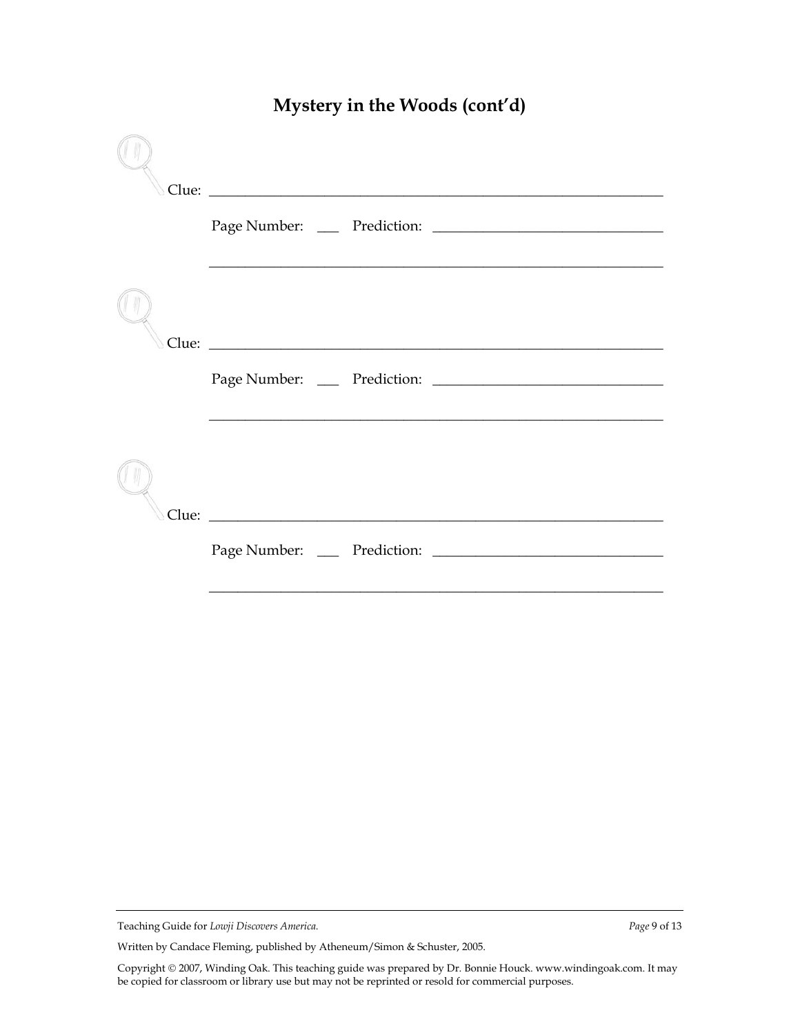# Mystery in the Woods (cont'd)

Clue: ____________________________________________________________

Page Number: ___ Prediction: ______________________________

____________________________________________________________

Clue: ____________________________________________________________

Page Number: ___ Prediction: ______________________________

____________________________________________________________

Clue: ____________________________________________________________

Page Number: ___ Prediction: ______________________________

____________________________________________________________

Teaching Guide for *Lowji Discovers America.*

Written by Candace Fleming, published by Atheneum/Simon & Schuster, 2005.

Copyright © 2007, Winding Oak. This teaching guide was prepared by Dr. Bonnie Houck. www.windingoak.com. It may be copied for classroom or library use but may not be reprinted or resold for commercial purposes.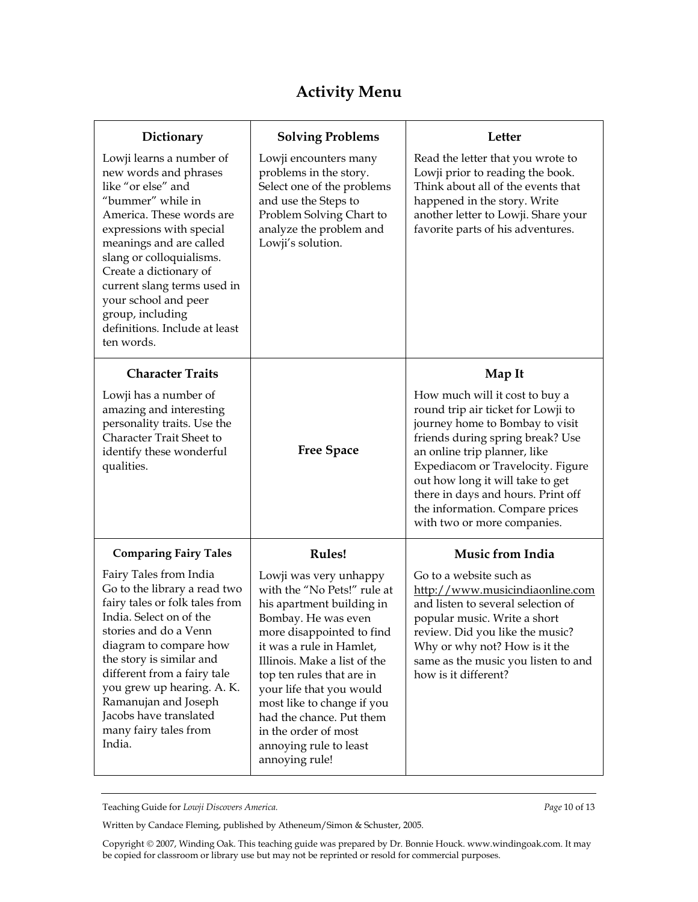# Activity Menu

| Dictionary | Solving Problems | Letter |
|---|---|---|
| Lowji learns a number of new words and phrases like "or else" and "bummer" while in America. These words are expressions with special meanings and are called slang or colloquialisms. Create a dictionary of current slang terms used in your school and peer group, including definitions. Include at least ten words. | Lowji encounters many problems in the story. Select one of the problems and use the Steps to Problem Solving Chart to analyze the problem and Lowji's solution. | Read the letter that you wrote to Lowji prior to reading the book. Think about all of the events that happened in the story. Write another letter to Lowji. Share your favorite parts of his adventures. |
| **Character Traits** | | **Map It** |
| Lowji has a number of amazing and interesting personality traits. Use the Character Trait Sheet to identify these wonderful qualities. | **Free Space** | How much will it cost to buy a round trip air ticket for Lowji to journey home to Bombay to visit friends during spring break? Use an online trip planner, like Expediacom or Travelocity. Figure out how long it will take to get there in days and hours. Print off the information. Compare prices with two or more companies. |
| **Comparing Fairy Tales** | **Rules!** | **Music from India** |
| Fairy Tales from India<br>Go to the library a read two fairy tales or folk tales from India. Select on of the stories and do a Venn diagram to compare how the story is similar and different from a fairy tale you grew up hearing. A. K. Ramanujan and Joseph Jacobs have translated many fairy tales from India. | Lowji was very unhappy with the "No Pets!" rule at his apartment building in Bombay. He was even more disappointed to find it was a rule in Hamlet, Illinois. Make a list of the top ten rules that are in your life that you would most like to change if you had the chance. Put them in the order of most annoying rule to least annoying rule! | Go to a website such as http://www.musicindiaonline.com and listen to several selection of popular music. Write a short review. Did you like the music? Why or why not? How is it the same as the music you listen to and how is it different? |

Teaching Guide for *Lowji Discovers America.*

Written by Candace Fleming, published by Atheneum/Simon & Schuster, 2005.

Copyright © 2007, Winding Oak. This teaching guide was prepared by Dr. Bonnie Houck. www.windingoak.com. It may be copied for classroom or library use but may not be reprinted or resold for commercial purposes.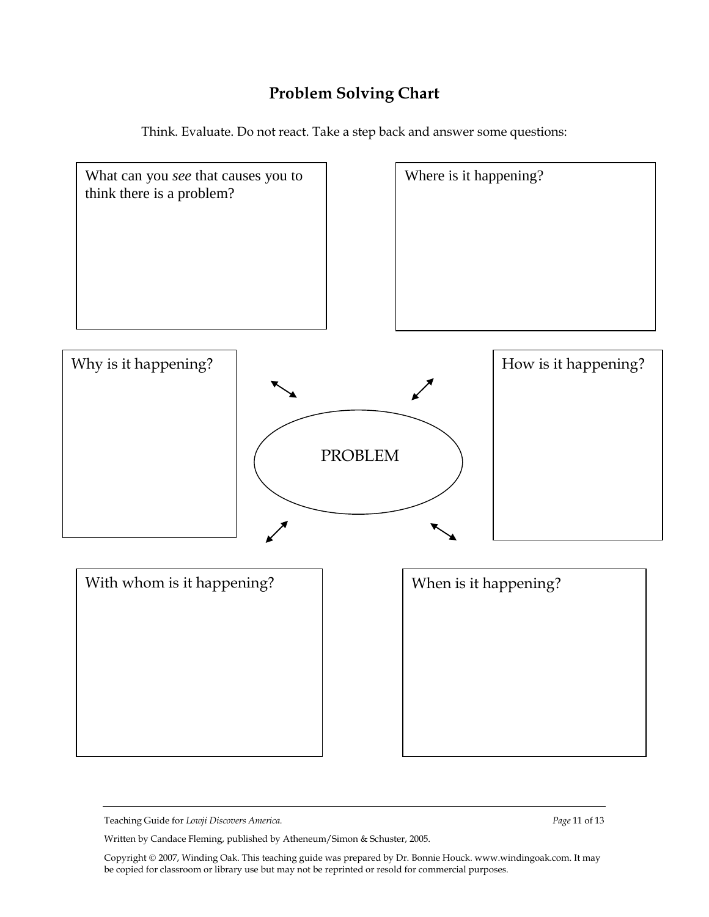# Problem Solving Chart

Think. Evaluate. Do not react. Take a step back and answer some questions:

What can you *see* that causes you to think there is a problem?

Where is it happening?

Why is it happening?

PROBLEM

How is it happening?

With whom is it happening?

When is it happening?

Teaching Guide for *Lowji Discovers America.*

Written by Candace Fleming, published by Atheneum/Simon & Schuster, 2005.

Copyright © 2007, Winding Oak. This teaching guide was prepared by Dr. Bonnie Houck. www.windingoak.com. It may be copied for classroom or library use but may not be reprinted or resold for commercial purposes.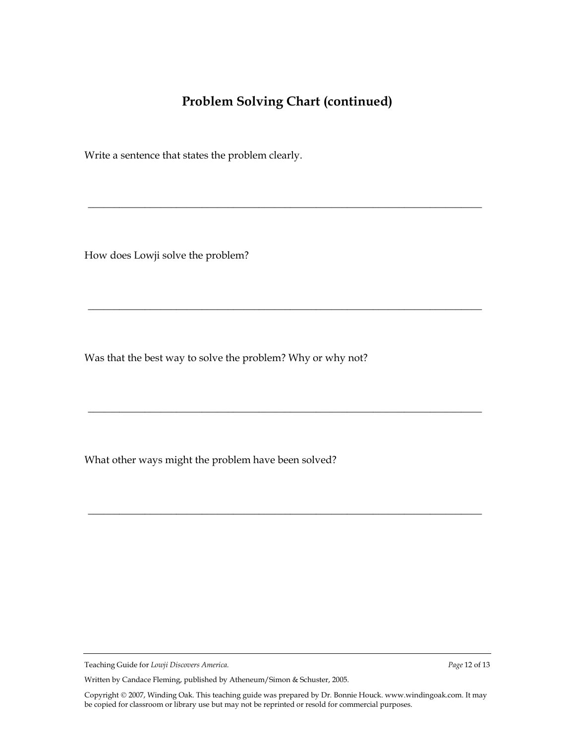## Problem Solving Chart (continued)

Write a sentence that states the problem clearly.

_______________________________________________________________________________

How does Lowji solve the problem?

_______________________________________________________________________________

Was that the best way to solve the problem? Why or why not?

_______________________________________________________________________________

What other ways might the problem have been solved?

_______________________________________________________________________________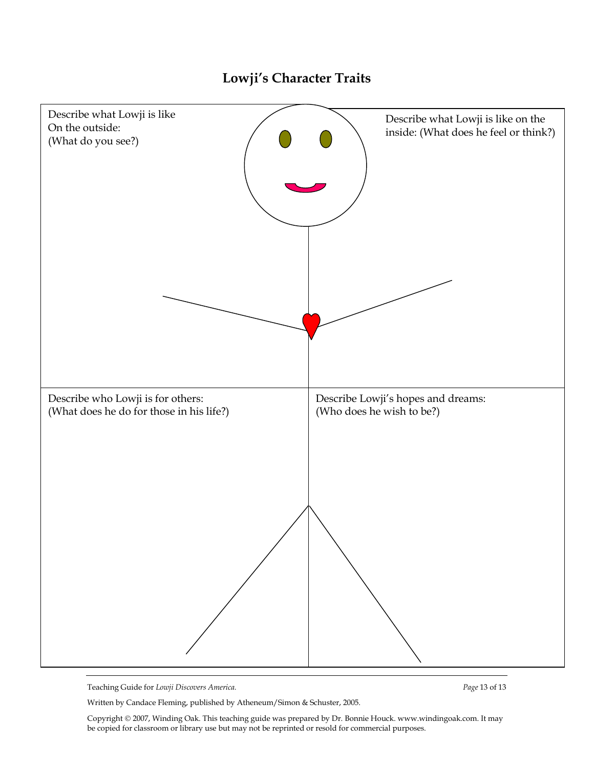# Lowji's Character Traits

Describe what Lowji is like
On the outside:
(What do you see?)

Describe what Lowji is like on the inside: (What does he feel or think?)

Describe who Lowji is for others:
(What does he do for those in his life?)

Describe Lowji's hopes and dreams:
(Who does he wish to be?)

Teaching Guide for *Lowji Discovers America.*

Written by Candace Fleming, published by Atheneum/Simon & Schuster, 2005.

Copyright © 2007, Winding Oak. This teaching guide was prepared by Dr. Bonnie Houck. www.windingoak.com. It may be copied for classroom or library use but may not be reprinted or resold for commercial purposes.